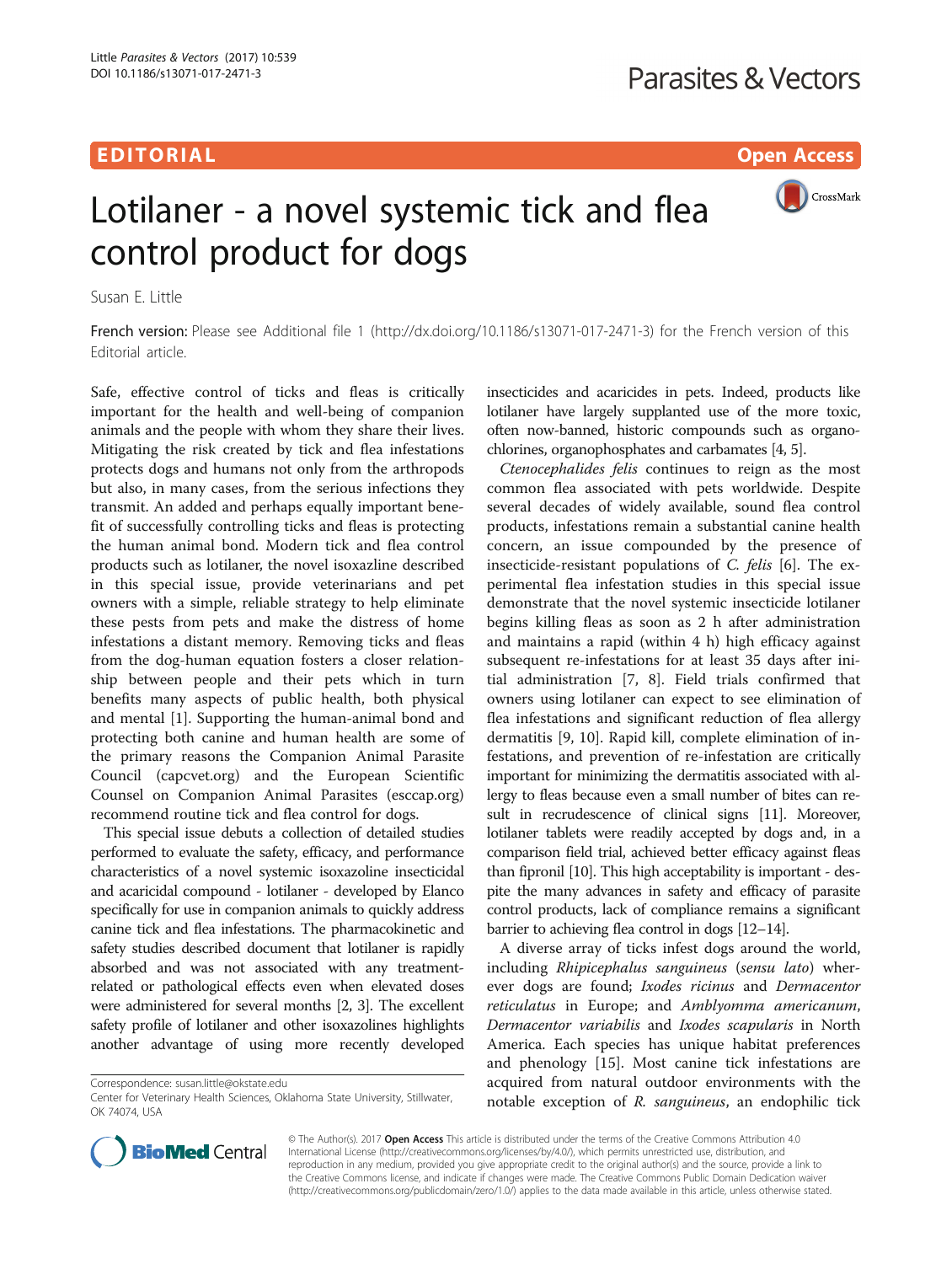EDITORIAL

Open Access

# Lotilaner - a novel systemic tick and flea control product for dogs

Susan E. Little

French version: Please see Additional file 1 (http://dx.doi.org/10.1186/s13071-017-2471-3) for the French version of this Editorial article.

Safe, effective control of ticks and fleas is critically important for the health and well-being of companion animals and the people with whom they share their lives. Mitigating the risk created by tick and flea infestations protects dogs and humans not only from the arthropods but also, in many cases, from the serious infections they transmit. An added and perhaps equally important benefit of successfully controlling ticks and fleas is protecting the human animal bond. Modern tick and flea control products such as lotilaner, the novel isoxazline described in this special issue, provide veterinarians and pet owners with a simple, reliable strategy to help eliminate these pests from pets and make the distress of home infestations a distant memory. Removing ticks and fleas from the dog-human equation fosters a closer relationship between people and their pets which in turn benefits many aspects of public health, both physical and mental [1]. Supporting the human-animal bond and protecting both canine and human health are some of the primary reasons the Companion Animal Parasite Council (capcvet.org) and the European Scientific Counsel on Companion Animal Parasites (esccap.org) recommend routine tick and flea control for dogs.

This special issue debuts a collection of detailed studies performed to evaluate the safety, efficacy, and performance characteristics of a novel systemic isoxazoline insecticidal and acaricidal compound - lotilaner - developed by Elanco specifically for use in companion animals to quickly address canine tick and flea infestations. The pharmacokinetic and safety studies described document that lotilaner is rapidly absorbed and was not associated with any treatment-related or pathological effects even when elevated doses were administered for several months [2, 3]. The excellent safety profile of lotilaner and other isoxazolines highlights another advantage of using more recently developed insecticides and acaricides in pets. Indeed, products like lotilaner have largely supplanted use of the more toxic, often now-banned, historic compounds such as organochlorines, organophosphates and carbamates [4, 5].

*Ctenocephalides felis* continues to reign as the most common flea associated with pets worldwide. Despite several decades of widely available, sound flea control products, infestations remain a substantial canine health concern, an issue compounded by the presence of insecticide-resistant populations of *C. felis* [6]. The experimental flea infestation studies in this special issue demonstrate that the novel systemic insecticide lotilaner begins killing fleas as soon as 2 h after administration and maintains a rapid (within 4 h) high efficacy against subsequent re-infestations for at least 35 days after initial administration [7, 8]. Field trials confirmed that owners using lotilaner can expect to see elimination of flea infestations and significant reduction of flea allergy dermatitis [9, 10]. Rapid kill, complete elimination of infestations, and prevention of re-infestation are critically important for minimizing the dermatitis associated with allergy to fleas because even a small number of bites can result in recrudescence of clinical signs [11]. Moreover, lotilaner tablets were readily accepted by dogs and, in a comparison field trial, achieved better efficacy against fleas than fipronil [10]. This high acceptability is important - despite the many advances in safety and efficacy of parasite control products, lack of compliance remains a significant barrier to achieving flea control in dogs [12–14].

A diverse array of ticks infest dogs around the world, including *Rhipicephalus sanguineus* (*sensu lato*) wherever dogs are found; *Ixodes ricinus* and *Dermacentor reticulatus* in Europe; and *Amblyomma americanum*, *Dermacentor variabilis* and *Ixodes scapularis* in North America. Each species has unique habitat preferences and phenology [15]. Most canine tick infestations are acquired from natural outdoor environments with the notable exception of *R. sanguineus*, an endophilic tick

Correspondence: susan.little@okstate.edu
Center for Veterinary Health Sciences, Oklahoma State University, Stillwater, OK 74074, USA

© The Author(s). 2017 **Open Access** This article is distributed under the terms of the Creative Commons Attribution 4.0 International License (http://creativecommons.org/licenses/by/4.0/), which permits unrestricted use, distribution, and reproduction in any medium, provided you give appropriate credit to the original author(s) and the source, provide a link to the Creative Commons license, and indicate if changes were made. The Creative Commons Public Domain Dedication waiver (http://creativecommons.org/publicdomain/zero/1.0/) applies to the data made available in this article, unless otherwise stated.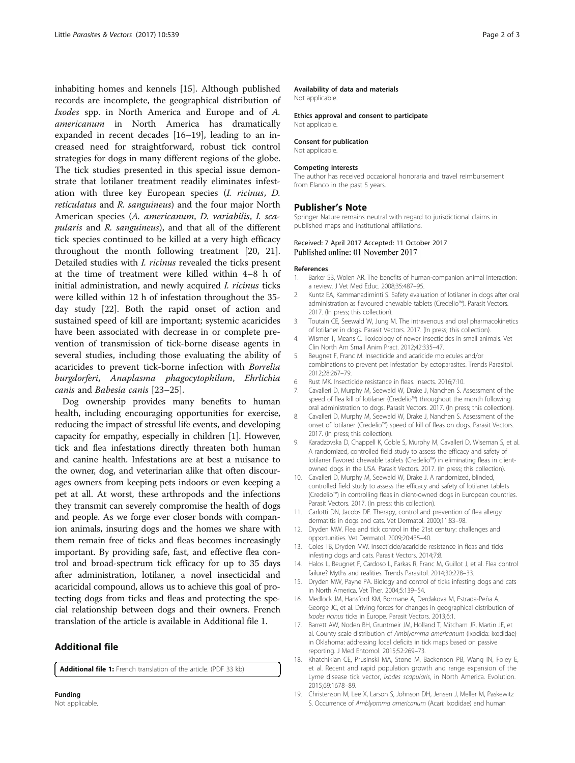inhabiting homes and kennels [15]. Although published records are incomplete, the geographical distribution of *Ixodes* spp. in North America and Europe and of *A. americanum* in North America has dramatically expanded in recent decades [16–19], leading to an increased need for straightforward, robust tick control strategies for dogs in many different regions of the globe. The tick studies presented in this special issue demonstrate that lotilaner treatment readily eliminates infestation with three key European species (*I. ricinus*, *D. reticulatus* and *R. sanguineus*) and the four major North American species (*A. americanum*, *D. variabilis*, *I. scapularis* and *R. sanguineus*), and that all of the different tick species continued to be killed at a very high efficacy throughout the month following treatment [20, 21]. Detailed studies with *I. ricinus* revealed the ticks present at the time of treatment were killed within 4–8 h of initial administration, and newly acquired *I. ricinus* ticks were killed within 12 h of infestation throughout the 35-day study [22]. Both the rapid onset of action and sustained speed of kill are important; systemic acaricides have been associated with decrease in or complete prevention of transmission of tick-borne disease agents in several studies, including those evaluating the ability of acaricides to prevent tick-borne infection with *Borrelia burgdorferi*, *Anaplasma phagocytophilum*, *Ehrlichia canis* and *Babesia canis* [23–25].

Dog ownership provides many benefits to human health, including encouraging opportunities for exercise, reducing the impact of stressful life events, and developing capacity for empathy, especially in children [1]. However, tick and flea infestations directly threaten both human and canine health. Infestations are at best a nuisance to the owner, dog, and veterinarian alike that often discourages owners from keeping pets indoors or even keeping a pet at all. At worst, these arthropods and the infections they transmit can severely compromise the health of dogs and people. As we forge ever closer bonds with companion animals, insuring dogs and the homes we share with them remain free of ticks and fleas becomes increasingly important. By providing safe, fast, and effective flea control and broad-spectrum tick efficacy for up to 35 days after administration, lotilaner, a novel insecticidal and acaricidal compound, allows us to achieve this goal of protecting dogs from ticks and fleas and protecting the special relationship between dogs and their owners. French translation of the article is available in Additional file 1.

## Additional file

**Additional file 1:** French translation of the article. (PDF 33 kb)

#### Funding
Not applicable.

#### Availability of data and materials
Not applicable.

#### Ethics approval and consent to participate
Not applicable.

#### Consent for publication
Not applicable.

#### Competing interests
The author has received occasional honoraria and travel reimbursement from Elanco in the past 5 years.

## Publisher's Note

Springer Nature remains neutral with regard to jurisdictional claims in published maps and institutional affiliations.

Received: 7 April 2017 Accepted: 11 October 2017
Published online: 01 November 2017

#### References

1. Barker SB, Wolen AR. The benefits of human-companion animal interaction: a review. J Vet Med Educ. 2008;35:487–95.
2. Kuntz EA, Kammanadiminti S. Safety evaluation of lotilaner in dogs after oral administration as flavoured chewable tablets (Credelio™). Parasit Vectors. 2017. (In press; this collection).
3. Toutain CE, Seewald W, Jung M. The intravenous and oral pharmacokinetics of lotilaner in dogs. Parasit Vectors. 2017. (In press; this collection).
4. Wismer T, Means C. Toxicology of newer insecticides in small animals. Vet Clin North Am Small Anim Pract. 2012;42:335–47.
5. Beugnet F, Franc M. Insecticide and acaricide molecules and/or combinations to prevent pet infestation by ectoparasites. Trends Parasitol. 2012;28:267–79.
6. Rust MK. Insecticide resistance in fleas. Insects. 2016;7:10.
7. Cavalleri D, Murphy M, Seewald W, Drake J, Nanchen S. Assessment of the speed of flea kill of lotilaner (Credelio™) throughout the month following oral administration to dogs. Parasit Vectors. 2017. (In press; this collection).
8. Cavalleri D, Murphy M, Seewald W, Drake J, Nanchen S. Assessment of the onset of lotilaner (Credelio™) speed of kill of fleas on dogs. Parasit Vectors. 2017. (In press; this collection).
9. Karadzovska D, Chappell K, Coble S, Murphy M, Cavalleri D, Wiseman S, et al. A randomized, controlled field study to assess the efficacy and safety of lotilaner flavored chewable tablets (Credelio™) in eliminating fleas in client-owned dogs in the USA. Parasit Vectors. 2017. (In press; this collection).
10. Cavalleri D, Murphy M, Seewald W, Drake J. A randomized, blinded, controlled field study to assess the efficacy and safety of lotilaner tablets (Credelio™) in controlling fleas in client-owned dogs in European countries. Parasit Vectors. 2017. (In press; this collection).
11. Carlotti DN, Jacobs DE. Therapy, control and prevention of flea allergy dermatitis in dogs and cats. Vet Dermatol. 2000;11:83–98.
12. Dryden MW. Flea and tick control in the 21st century: challenges and opportunities. Vet Dermatol. 2009;20:435–40.
13. Coles TB, Dryden MW. Insecticide/acaricide resistance in fleas and ticks infesting dogs and cats. Parasit Vectors. 2014;7:8.
14. Halos L, Beugnet F, Cardoso L, Farkas R, Franc M, Guillot J, et al. Flea control failure? Myths and realities. Trends Parasitol. 2014;30:228–33.
15. Dryden MW, Payne PA. Biology and control of ticks infesting dogs and cats in North America. Vet Ther. 2004;5:139–54.
16. Medlock JM, Hansford KM, Bormane A, Derdakova M, Estrada-Peña A, George JC, et al. Driving forces for changes in geographical distribution of *Ixodes ricinus* ticks in Europe. Parasit Vectors. 2013;6:1.
17. Barrett AW, Noden BH, Gruntmeir JM, Holland T, Mitcham JR, Martin JE, et al. County scale distribution of *Amblyomma americanum* (Ixodida: Ixodidae) in Oklahoma: addressing local deficits in tick maps based on passive reporting. J Med Entomol. 2015;52:269–73.
18. Khatchikian CE, Prusinski MA, Stone M, Backenson PB, Wang IN, Foley E, et al. Recent and rapid population growth and range expansion of the Lyme disease tick vector, *Ixodes scapularis*, in North America. Evolution. 2015;69:1678–89.
19. Christenson M, Lee X, Larson S, Johnson DH, Jensen J, Meller M, Paskewitz S. Occurrence of *Amblyomma americanum* (Acari: Ixodidae) and human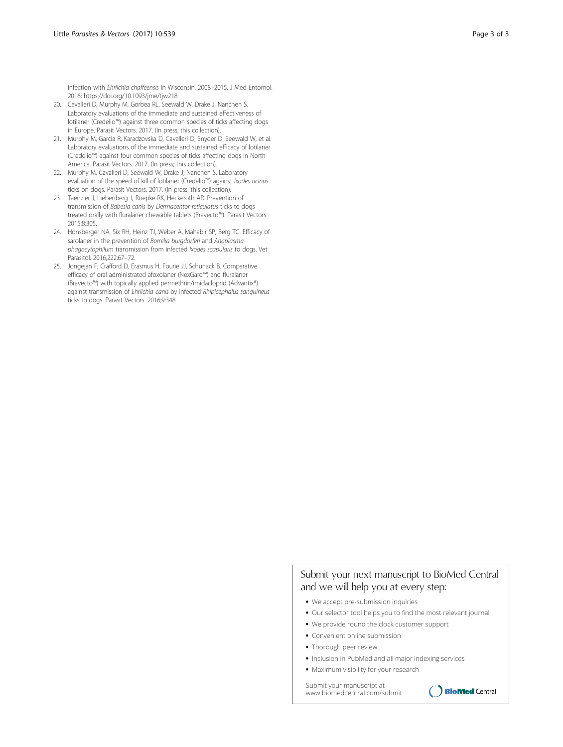infection with *Ehrlichia chaffeensis* in Wisconsin, 2008–2015. J Med Entomol. 2016; https://doi.org/10.1093/jme/tjw218.

20. Cavalleri D, Murphy M, Gorbea RL, Seewald W, Drake J, Nanchen S. Laboratory evaluations of the immediate and sustained effectiveness of lotilaner (Credelio™) against three common species of ticks affecting dogs in Europe. Parasit Vectors. 2017. (In press; this collection).
21. Murphy M, Garcia R, Karadzovska D, Cavalleri D, Snyder D, Seewald W, et al. Laboratory evaluations of the immediate and sustained efficacy of lotilaner (Credelio™) against four common species of ticks affecting dogs in North America. Parasit Vectors. 2017. (In press; this collection).
22. Murphy M, Cavalleri D, Seewald W, Drake J, Nanchen S. Laboratory evaluation of the speed of kill of lotilaner (Credelio™) against *Ixodes ricinus* ticks on dogs. Parasit Vectors. 2017. (In press; this collection).
23. Taenzler J, Liebenberg J, Roepke RK, Heckeroth AR. Prevention of transmission of *Babesia canis* by *Dermacentor reticulatus* ticks to dogs treated orally with fluralaner chewable tablets (Bravecto™). Parasit Vectors. 2015;8:305.
24. Honsberger NA, Six RH, Heinz TJ, Weber A, Mahabir SP, Berg TC. Efficacy of sarolaner in the prevention of *Borrelia burgdorferi* and *Anaplasma phagocytophilum* transmission from infected *Ixodes scapularis* to dogs. Vet Parasitol. 2016;222:67–72.
25. Jongejan F, Crafford D, Erasmus H, Fourie JJ, Schunack B. Comparative efficacy of oral administrated afoxolaner (NexGard™) and fluralaner (Bravecto™) with topically applied permethrin/imidacloprid (Advantix®) against transmission of *Ehrlichia canis* by infected *Rhipicephalus sanguineus* ticks to dogs. Parasit Vectors. 2016;9:348.

Submit your next manuscript to BioMed Central and we will help you at every step:

- We accept pre-submission inquiries
- Our selector tool helps you to find the most relevant journal
- We provide round the clock customer support
- Convenient online submission
- Thorough peer review
- Inclusion in PubMed and all major indexing services
- Maximum visibility for your research

Submit your manuscript at www.biomedcentral.com/submit